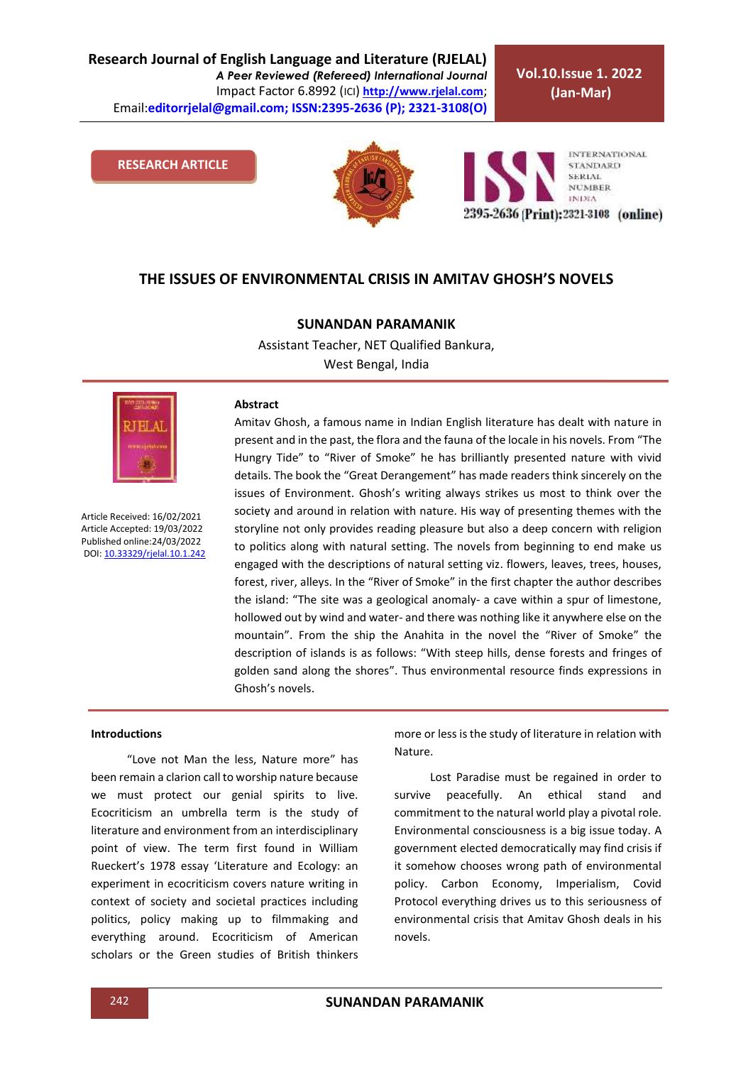# THE ISSUES OF ENVIRONMENTAL CRISIS IN AMITAV GHOSH'S NOVELS

**SUNANDAN PARAMANIK**

Assistant Teacher, NET Qualified Bankura,
West Bengal, India

Article Received: 16/02/2021
Article Accepted: 19/03/2022
Published online:24/03/2022
DOI: 10.33329/rjelal.10.1.242

### Abstract

Amitav Ghosh, a famous name in Indian English literature has dealt with nature in present and in the past, the flora and the fauna of the locale in his novels. From "The Hungry Tide" to "River of Smoke" he has brilliantly presented nature with vivid details. The book the "Great Derangement" has made readers think sincerely on the issues of Environment. Ghosh's writing always strikes us most to think over the society and around in relation with nature. His way of presenting themes with the storyline not only provides reading pleasure but also a deep concern with religion to politics along with natural setting. The novels from beginning to end make us engaged with the descriptions of natural setting viz. flowers, leaves, trees, houses, forest, river, alleys. In the "River of Smoke" in the first chapter the author describes the island: "The site was a geological anomaly- a cave within a spur of limestone, hollowed out by wind and water- and there was nothing like it anywhere else on the mountain". From the ship the Anahita in the novel the "River of Smoke" the description of islands is as follows: "With steep hills, dense forests and fringes of golden sand along the shores". Thus environmental resource finds expressions in Ghosh's novels.

### Introductions

"Love not Man the less, Nature more" has been remain a clarion call to worship nature because we must protect our genial spirits to live. Ecocriticism an umbrella term is the study of literature and environment from an interdisciplinary point of view. The term first found in William Rueckert's 1978 essay 'Literature and Ecology: an experiment in ecocriticism covers nature writing in context of society and societal practices including politics, policy making up to filmmaking and everything around. Ecocriticism of American scholars or the Green studies of British thinkers more or less is the study of literature in relation with Nature.

Lost Paradise must be regained in order to survive peacefully. An ethical stand and commitment to the natural world play a pivotal role. Environmental consciousness is a big issue today. A government elected democratically may find crisis if it somehow chooses wrong path of environmental policy. Carbon Economy, Imperialism, Covid Protocol everything drives us to this seriousness of environmental crisis that Amitav Ghosh deals in his novels.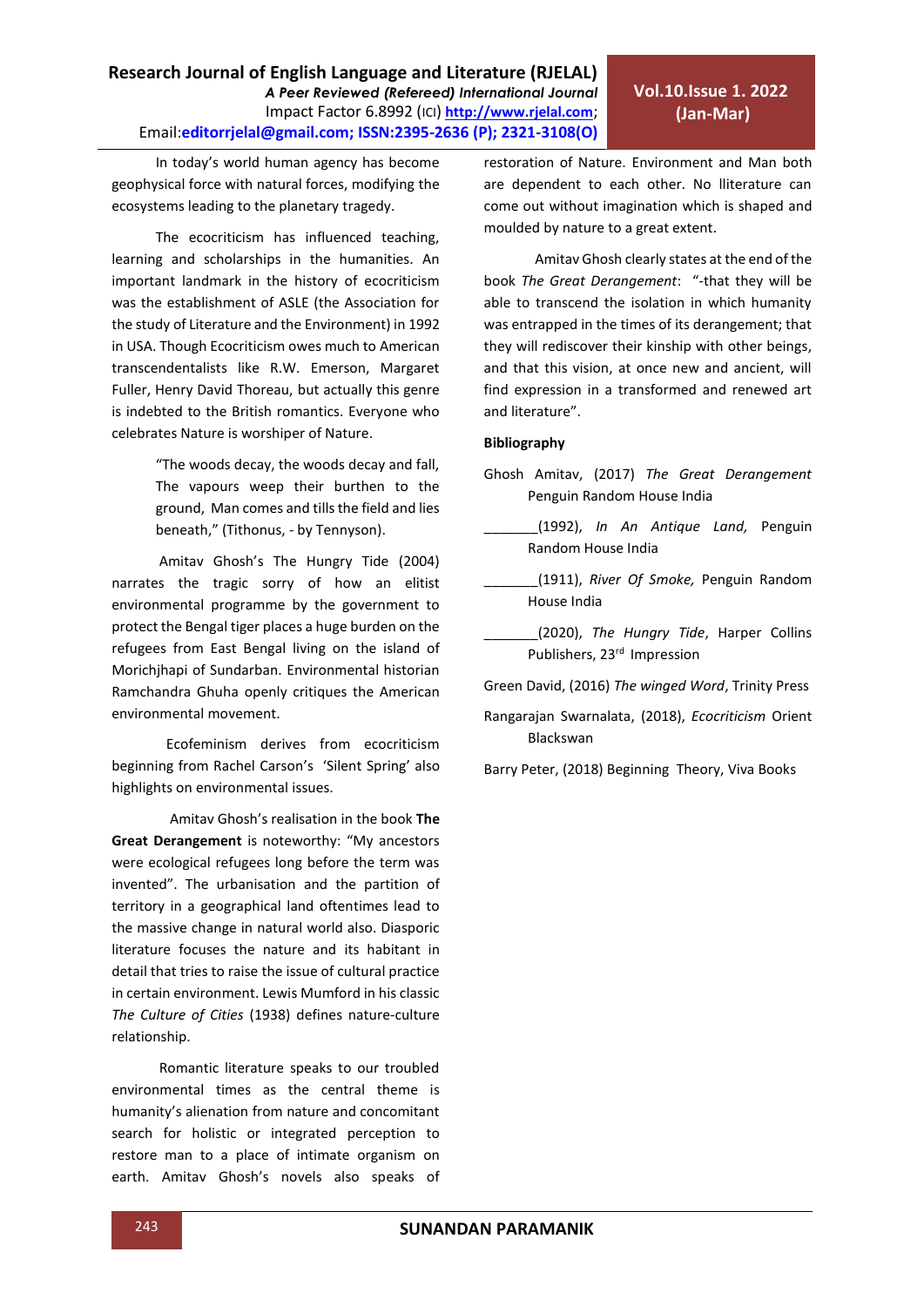In today's world human agency has become geophysical force with natural forces, modifying the ecosystems leading to the planetary tragedy.

The ecocriticism has influenced teaching, learning and scholarships in the humanities. An important landmark in the history of ecocriticism was the establishment of ASLE (the Association for the study of Literature and the Environment) in 1992 in USA. Though Ecocriticism owes much to American transcendentalists like R.W. Emerson, Margaret Fuller, Henry David Thoreau, but actually this genre is indebted to the British romantics. Everyone who celebrates Nature is worshiper of Nature.

> "The woods decay, the woods decay and fall, The vapours weep their burthen to the ground, Man comes and tills the field and lies beneath," (Tithonus, - by Tennyson).

Amitav Ghosh's The Hungry Tide (2004) narrates the tragic sorry of how an elitist environmental programme by the government to protect the Bengal tiger places a huge burden on the refugees from East Bengal living on the island of Morichjhapi of Sundarban. Environmental historian Ramchandra Ghuha openly critiques the American environmental movement.

Ecofeminism derives from ecocriticism beginning from Rachel Carson's 'Silent Spring' also highlights on environmental issues.

Amitav Ghosh's realisation in the book **The Great Derangement** is noteworthy: "My ancestors were ecological refugees long before the term was invented". The urbanisation and the partition of territory in a geographical land oftentimes lead to the massive change in natural world also. Diasporic literature focuses the nature and its habitant in detail that tries to raise the issue of cultural practice in certain environment. Lewis Mumford in his classic *The Culture of Cities* (1938) defines nature-culture relationship.

Romantic literature speaks to our troubled environmental times as the central theme is humanity's alienation from nature and concomitant search for holistic or integrated perception to restore man to a place of intimate organism on earth. Amitav Ghosh's novels also speaks of restoration of Nature. Environment and Man both are dependent to each other. No lliterature can come out without imagination which is shaped and moulded by nature to a great extent.

Amitav Ghosh clearly states at the end of the book *The Great Derangement*: "-that they will be able to transcend the isolation in which humanity was entrapped in the times of its derangement; that they will rediscover their kinship with other beings, and that this vision, at once new and ancient, will find expression in a transformed and renewed art and literature".

**Bibliography**

Ghosh Amitav, (2017) *The Great Derangement* Penguin Random House India

_______(1992), *In An Antique Land,* Penguin Random House India

_______(1911), *River Of Smoke,* Penguin Random House India

_______(2020), *The Hungry Tide*, Harper Collins Publishers, 23rd Impression

Green David, (2016) *The winged Word*, Trinity Press

Rangarajan Swarnalata, (2018), *Ecocriticism* Orient Blackswan

Barry Peter, (2018) Beginning Theory, Viva Books